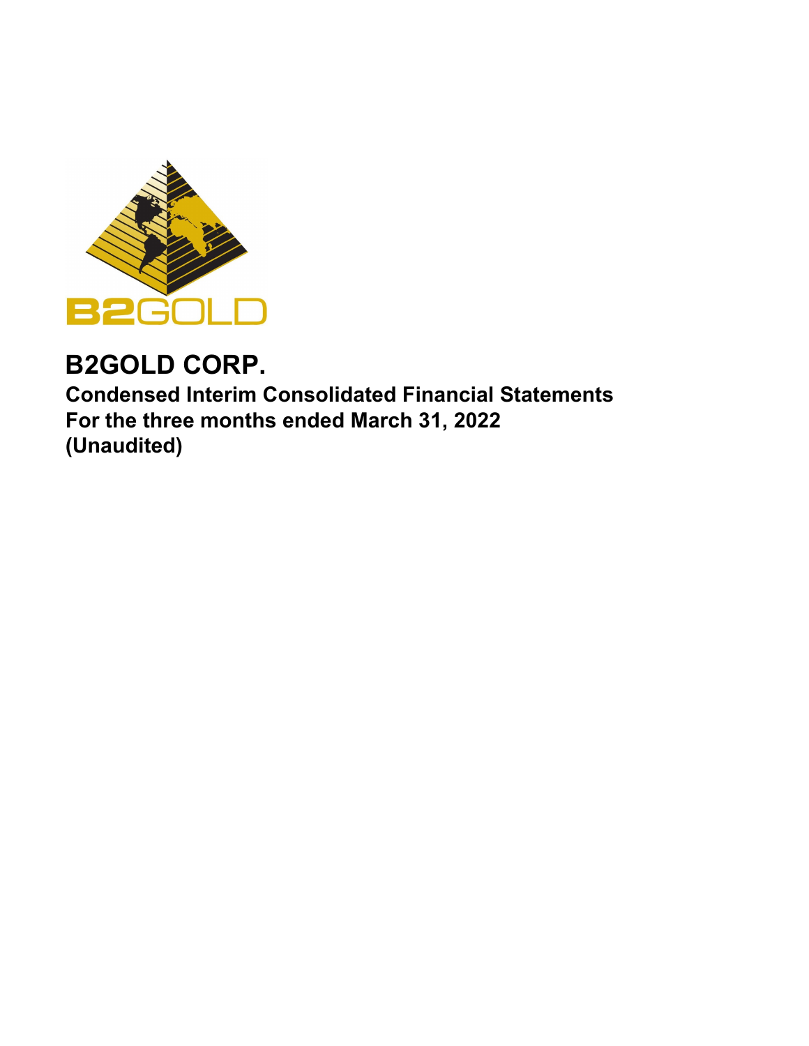# B2GOLD CORP.

**Condensed Interim Consolidated Financial Statements**
**For the three months ended March 31, 2022**
**(Unaudited)**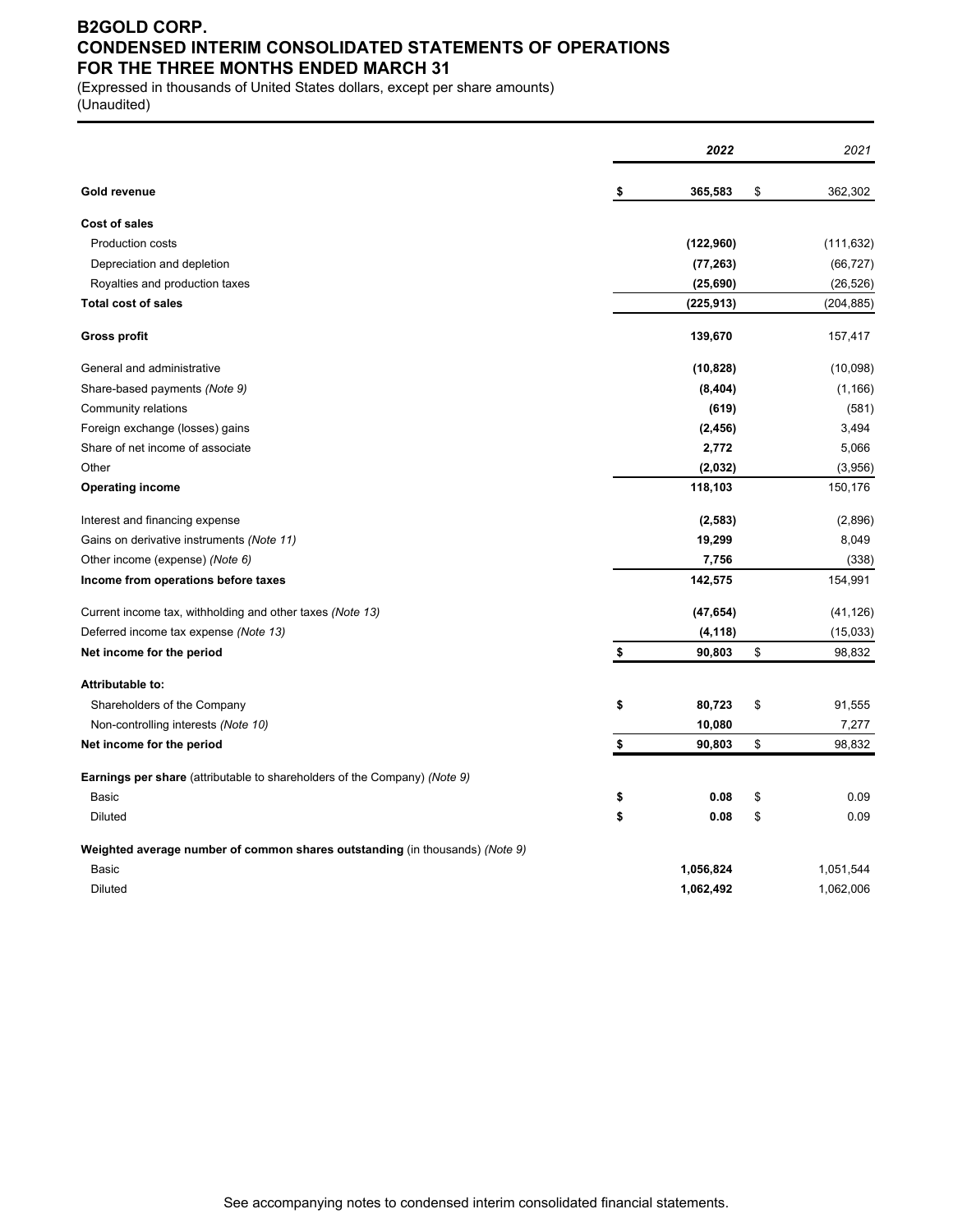# B2GOLD CORP.
# CONDENSED INTERIM CONSOLIDATED STATEMENTS OF OPERATIONS
# FOR THE THREE MONTHS ENDED MARCH 31

(Expressed in thousands of United States dollars, except per share amounts)
(Unaudited)

| | ***2022*** | *2021* |
|---|---|---|
| **Gold revenue** | **$ 365,583** | $ 362,302 |
| **Cost of sales** | | |
| Production costs | **(122,960)** | (111,632) |
| Depreciation and depletion | **(77,263)** | (66,727) |
| Royalties and production taxes | **(25,690)** | (26,526) |
| **Total cost of sales** | **(225,913)** | (204,885) |
| **Gross profit** | **139,670** | 157,417 |
| General and administrative | **(10,828)** | (10,098) |
| Share-based payments *(Note 9)* | **(8,404)** | (1,166) |
| Community relations | **(619)** | (581) |
| Foreign exchange (losses) gains | **(2,456)** | 3,494 |
| Share of net income of associate | **2,772** | 5,066 |
| Other | **(2,032)** | (3,956) |
| **Operating income** | **118,103** | 150,176 |
| Interest and financing expense | **(2,583)** | (2,896) |
| Gains on derivative instruments *(Note 11)* | **19,299** | 8,049 |
| Other income (expense) *(Note 6)* | **7,756** | (338) |
| **Income from operations before taxes** | **142,575** | 154,991 |
| Current income tax, withholding and other taxes *(Note 13)* | **(47,654)** | (41,126) |
| Deferred income tax expense *(Note 13)* | **(4,118)** | (15,033) |
| **Net income for the period** | **$ 90,803** | $ 98,832 |
| **Attributable to:** | | |
| Shareholders of the Company | **$ 80,723** | $ 91,555 |
| Non-controlling interests *(Note 10)* | **10,080** | 7,277 |
| **Net income for the period** | **$ 90,803** | $ 98,832 |
| **Earnings per share** (attributable to shareholders of the Company) *(Note 9)* | | |
| Basic | **$ 0.08** | $ 0.09 |
| Diluted | **$ 0.08** | $ 0.09 |
| **Weighted average number of common shares outstanding** (in thousands) *(Note 9)* | | |
| Basic | **1,056,824** | 1,051,544 |
| Diluted | **1,062,492** | 1,062,006 |

See accompanying notes to condensed interim consolidated financial statements.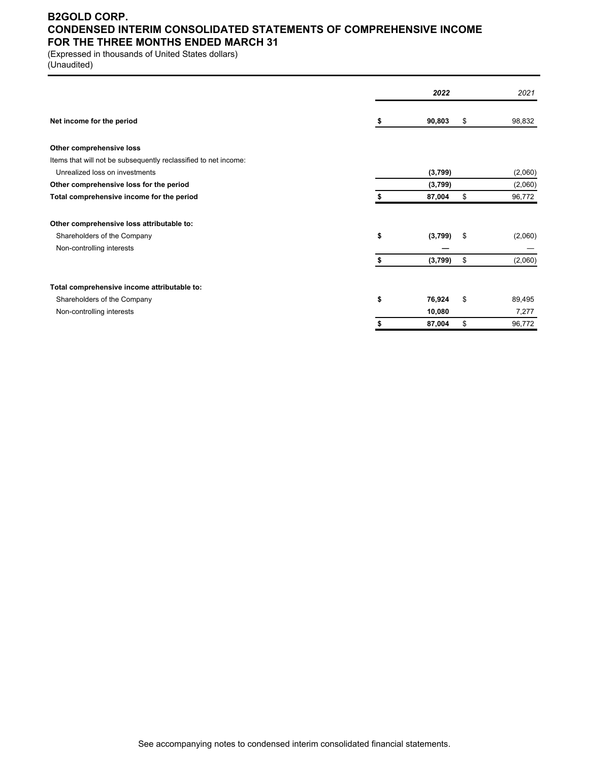# B2GOLD CORP.
# CONDENSED INTERIM CONSOLIDATED STATEMENTS OF COMPREHENSIVE INCOME
# FOR THE THREE MONTHS ENDED MARCH 31

(Expressed in thousands of United States dollars)
(Unaudited)

| | **2022** | 2021 |
|---|---|---|
| **Net income for the period** | **$ 90,803** | $ 98,832 |
| | | |
| **Other comprehensive loss** | | |
| Items that will not be subsequently reclassified to net income: | | |
| Unrealized loss on investments | **(3,799)** | (2,060) |
| **Other comprehensive loss for the period** | **(3,799)** | (2,060) |
| **Total comprehensive income for the period** | **$ 87,004** | $ 96,772 |
| | | |
| **Other comprehensive loss attributable to:** | | |
| Shareholders of the Company | **$ (3,799)** | $ (2,060) |
| Non-controlling interests | **—** | — |
| | **$ (3,799)** | $ (2,060) |
| | | |
| **Total comprehensive income attributable to:** | | |
| Shareholders of the Company | **$ 76,924** | $ 89,495 |
| Non-controlling interests | **10,080** | 7,277 |
| | **$ 87,004** | $ 96,772 |

See accompanying notes to condensed interim consolidated financial statements.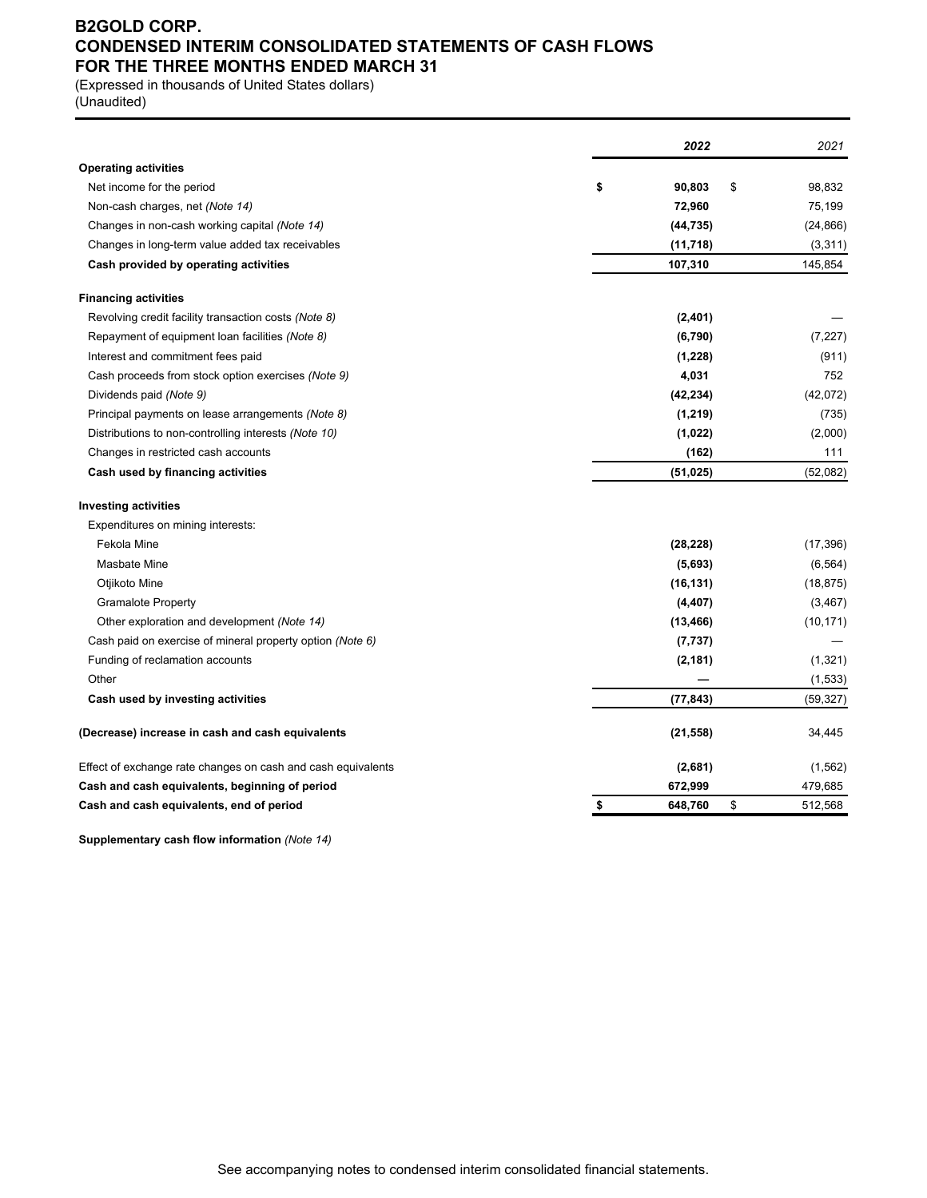# B2GOLD CORP.
# CONDENSED INTERIM CONSOLIDATED STATEMENTS OF CASH FLOWS
# FOR THE THREE MONTHS ENDED MARCH 31

(Expressed in thousands of United States dollars)
(Unaudited)

| | **2022** | 2021 |
|---|---|---|
| **Operating activities** | | |
| Net income for the period | **$ 90,803** | $ 98,832 |
| Non-cash charges, net *(Note 14)* | **72,960** | 75,199 |
| Changes in non-cash working capital *(Note 14)* | **(44,735)** | (24,866) |
| Changes in long-term value added tax receivables | **(11,718)** | (3,311) |
| **Cash provided by operating activities** | **107,310** | 145,854 |
| **Financing activities** | | |
| Revolving credit facility transaction costs *(Note 8)* | **(2,401)** | — |
| Repayment of equipment loan facilities *(Note 8)* | **(6,790)** | (7,227) |
| Interest and commitment fees paid | **(1,228)** | (911) |
| Cash proceeds from stock option exercises *(Note 9)* | **4,031** | 752 |
| Dividends paid *(Note 9)* | **(42,234)** | (42,072) |
| Principal payments on lease arrangements *(Note 8)* | **(1,219)** | (735) |
| Distributions to non-controlling interests *(Note 10)* | **(1,022)** | (2,000) |
| Changes in restricted cash accounts | **(162)** | 111 |
| **Cash used by financing activities** | **(51,025)** | (52,082) |
| **Investing activities** | | |
| Expenditures on mining interests: | | |
| Fekola Mine | **(28,228)** | (17,396) |
| Masbate Mine | **(5,693)** | (6,564) |
| Otjikoto Mine | **(16,131)** | (18,875) |
| Gramalote Property | **(4,407)** | (3,467) |
| Other exploration and development *(Note 14)* | **(13,466)** | (10,171) |
| Cash paid on exercise of mineral property option *(Note 6)* | **(7,737)** | — |
| Funding of reclamation accounts | **(2,181)** | (1,321) |
| Other | **—** | (1,533) |
| **Cash used by investing activities** | **(77,843)** | (59,327) |
| **(Decrease) increase in cash and cash equivalents** | **(21,558)** | 34,445 |
| Effect of exchange rate changes on cash and cash equivalents | **(2,681)** | (1,562) |
| **Cash and cash equivalents, beginning of period** | **672,999** | 479,685 |
| **Cash and cash equivalents, end of period** | **$ 648,760** | $ 512,568 |

**Supplementary cash flow information** *(Note 14)*

See accompanying notes to condensed interim consolidated financial statements.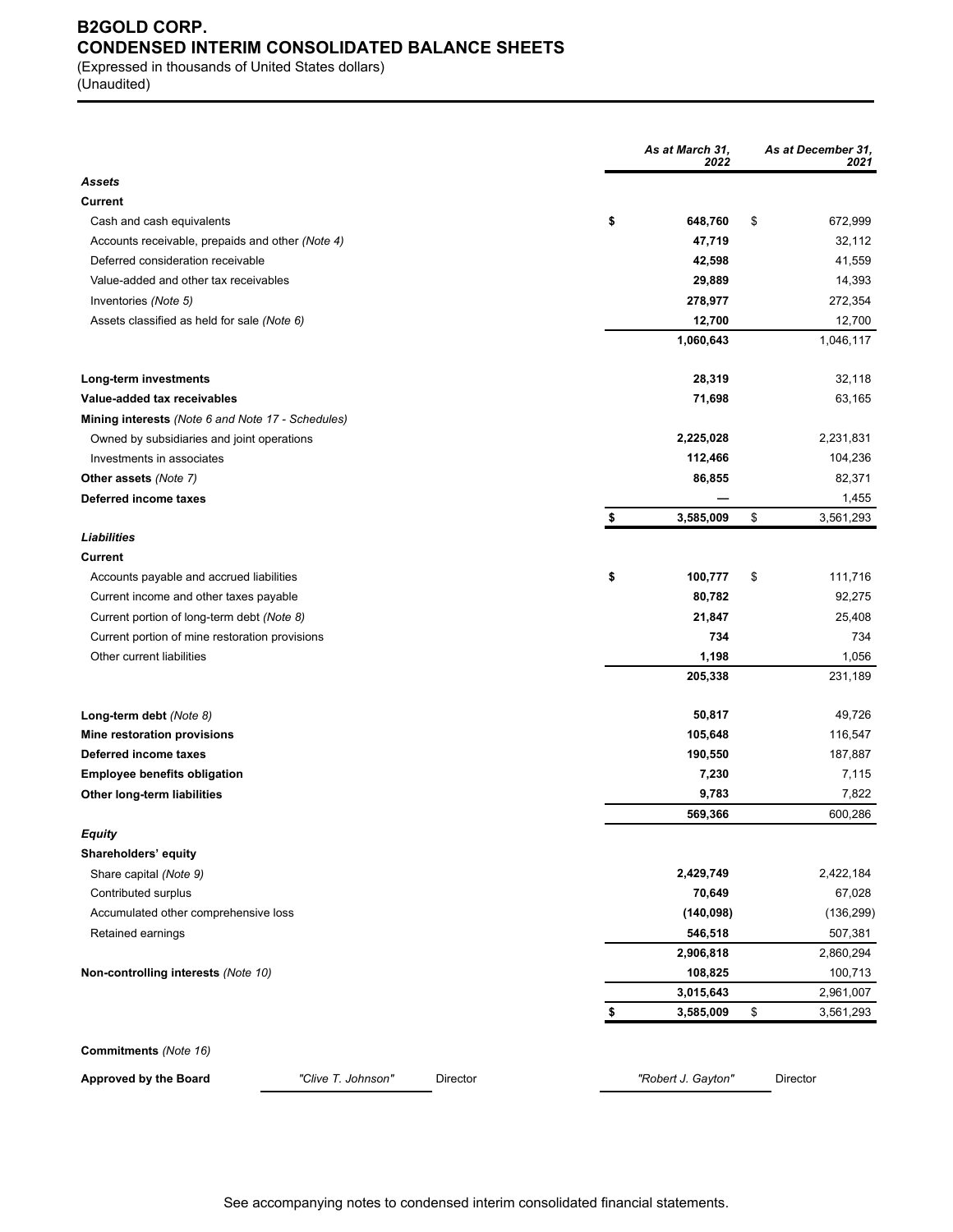# B2GOLD CORP.
## CONDENSED INTERIM CONSOLIDATED BALANCE SHEETS

(Expressed in thousands of United States dollars)
(Unaudited)

| | *As at March 31, 2022* | *As at December 31, 2021* |
|---|---|---|
| ***Assets*** | | |
| **Current** | | |
| Cash and cash equivalents | **$ 648,760** | $ 672,999 |
| Accounts receivable, prepaids and other *(Note 4)* | **47,719** | 32,112 |
| Deferred consideration receivable | **42,598** | 41,559 |
| Value-added and other tax receivables | **29,889** | 14,393 |
| Inventories *(Note 5)* | **278,977** | 272,354 |
| Assets classified as held for sale *(Note 6)* | **12,700** | 12,700 |
| | **1,060,643** | 1,046,117 |
| **Long-term investments** | **28,319** | 32,118 |
| **Value-added tax receivables** | **71,698** | 63,165 |
| **Mining interests** *(Note 6 and Note 17 - Schedules)* | | |
| Owned by subsidiaries and joint operations | **2,225,028** | 2,231,831 |
| Investments in associates | **112,466** | 104,236 |
| **Other assets** *(Note 7)* | **86,855** | 82,371 |
| **Deferred income taxes** | **—** | 1,455 |
| | **$ 3,585,009** | $ 3,561,293 |
| ***Liabilities*** | | |
| **Current** | | |
| Accounts payable and accrued liabilities | **$ 100,777** | $ 111,716 |
| Current income and other taxes payable | **80,782** | 92,275 |
| Current portion of long-term debt *(Note 8)* | **21,847** | 25,408 |
| Current portion of mine restoration provisions | **734** | 734 |
| Other current liabilities | **1,198** | 1,056 |
| | **205,338** | 231,189 |
| **Long-term debt** *(Note 8)* | **50,817** | 49,726 |
| **Mine restoration provisions** | **105,648** | 116,547 |
| **Deferred income taxes** | **190,550** | 187,887 |
| **Employee benefits obligation** | **7,230** | 7,115 |
| **Other long-term liabilities** | **9,783** | 7,822 |
| | **569,366** | 600,286 |
| ***Equity*** | | |
| **Shareholders' equity** | | |
| Share capital *(Note 9)* | **2,429,749** | 2,422,184 |
| Contributed surplus | **70,649** | 67,028 |
| Accumulated other comprehensive loss | **(140,098)** | (136,299) |
| Retained earnings | **546,518** | 507,381 |
| | **2,906,818** | 2,860,294 |
| **Non-controlling interests** *(Note 10)* | **108,825** | 100,713 |
| | **3,015,643** | 2,961,007 |
| | **$ 3,585,009** | $ 3,561,293 |

**Commitments** *(Note 16)*

**Approved by the Board** *"Clive T. Johnson"* Director *"Robert J. Gayton"* Director

See accompanying notes to condensed interim consolidated financial statements.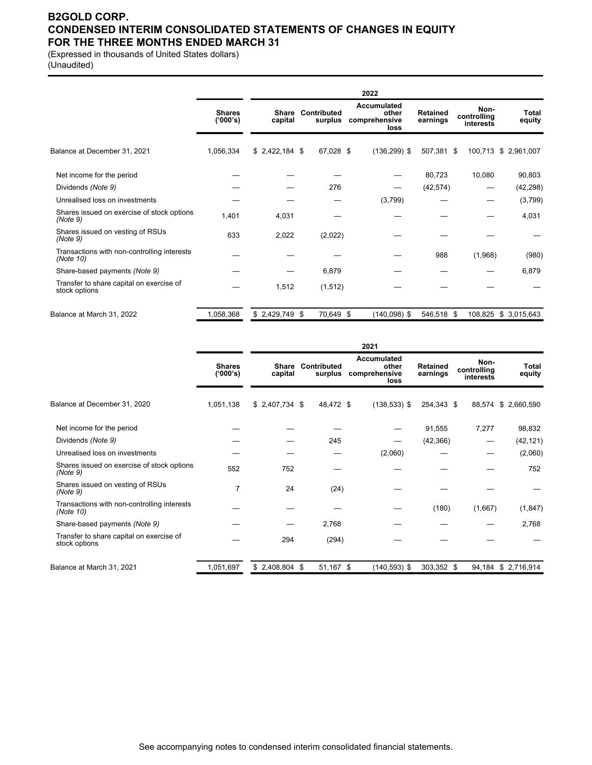# B2GOLD CORP.
# CONDENSED INTERIM CONSOLIDATED STATEMENTS OF CHANGES IN EQUITY
# FOR THE THREE MONTHS ENDED MARCH 31

(Expressed in thousands of United States dollars)
(Unaudited)

| | | 2022 | | | | | |
|---|---|---|---|---|---|---|---|
| | Shares ('000's) | Share capital | Contributed surplus | Accumulated other comprehensive loss | Retained earnings | Non-controlling interests | Total equity |
| Balance at December 31, 2021 | 1,056,334 | $ 2,422,184 | $ 67,028 | $ (136,299) | $ 507,381 | $ 100,713 | $ 2,961,007 |
| Net income for the period | — | — | — | — | 80,723 | 10,080 | 90,803 |
| Dividends *(Note 9)* | — | — | 276 | — | (42,574) | — | (42,298) |
| Unrealised loss on investments | — | — | — | (3,799) | — | — | (3,799) |
| Shares issued on exercise of stock options *(Note 9)* | 1,401 | 4,031 | — | — | — | — | 4,031 |
| Shares issued on vesting of RSUs *(Note 9)* | 633 | 2,022 | (2,022) | — | — | — | — |
| Transactions with non-controlling interests *(Note 10)* | — | — | — | — | 988 | (1,968) | (980) |
| Share-based payments *(Note 9)* | — | — | 6,879 | — | — | — | 6,879 |
| Transfer to share capital on exercise of stock options | — | 1,512 | (1,512) | — | — | — | — |
| Balance at March 31, 2022 | 1,058,368 | $ 2,429,749 | $ 70,649 | $ (140,098) | $ 546,518 | $ 108,825 | $ 3,015,643 |

| | | 2021 | | | | | |
|---|---|---|---|---|---|---|---|
| | Shares ('000's) | Share capital | Contributed surplus | Accumulated other comprehensive loss | Retained earnings | Non-controlling interests | Total equity |
| Balance at December 31, 2020 | 1,051,138 | $ 2,407,734 | $ 48,472 | $ (138,533) | $ 254,343 | $ 88,574 | $ 2,660,590 |
| Net income for the period | — | — | — | — | 91,555 | 7,277 | 98,832 |
| Dividends *(Note 9)* | — | — | 245 | — | (42,366) | — | (42,121) |
| Unrealised loss on investments | — | — | — | (2,060) | — | — | (2,060) |
| Shares issued on exercise of stock options *(Note 9)* | 552 | 752 | — | — | — | — | 752 |
| Shares issued on vesting of RSUs *(Note 9)* | 7 | 24 | (24) | — | — | — | — |
| Transactions with non-controlling interests *(Note 10)* | — | — | — | — | (180) | (1,667) | (1,847) |
| Share-based payments *(Note 9)* | — | — | 2,768 | — | — | — | 2,768 |
| Transfer to share capital on exercise of stock options | — | 294 | (294) | — | — | — | — |
| Balance at March 31, 2021 | 1,051,697 | $ 2,408,804 | $ 51,167 | $ (140,593) | $ 303,352 | $ 94,184 | $ 2,716,914 |

See accompanying notes to condensed interim consolidated financial statements.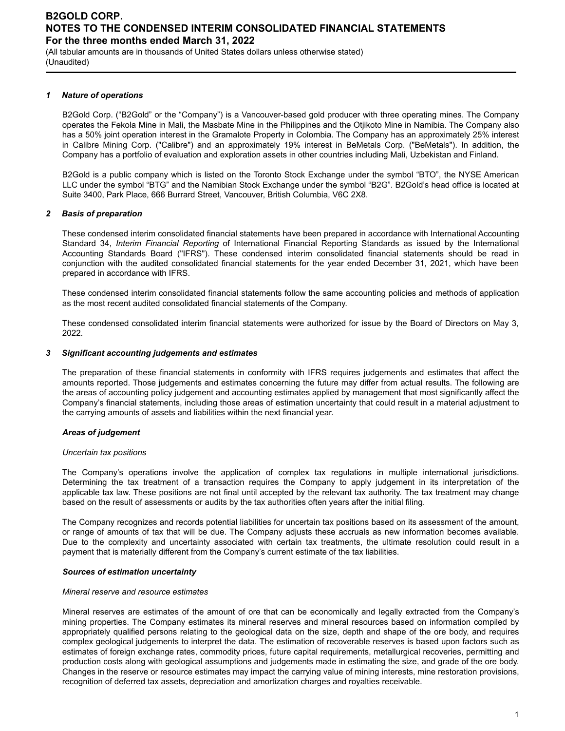### 1 *Nature of operations*

B2Gold Corp. ("B2Gold" or the "Company") is a Vancouver-based gold producer with three operating mines. The Company operates the Fekola Mine in Mali, the Masbate Mine in the Philippines and the Otjikoto Mine in Namibia. The Company also has a 50% joint operation interest in the Gramalote Property in Colombia. The Company has an approximately 25% interest in Calibre Mining Corp. ("Calibre") and an approximately 19% interest in BeMetals Corp. ("BeMetals"). In addition, the Company has a portfolio of evaluation and exploration assets in other countries including Mali, Uzbekistan and Finland.

B2Gold is a public company which is listed on the Toronto Stock Exchange under the symbol "BTO", the NYSE American LLC under the symbol "BTG" and the Namibian Stock Exchange under the symbol "B2G". B2Gold's head office is located at Suite 3400, Park Place, 666 Burrard Street, Vancouver, British Columbia, V6C 2X8.

### 2 *Basis of preparation*

These condensed interim consolidated financial statements have been prepared in accordance with International Accounting Standard 34, *Interim Financial Reporting* of International Financial Reporting Standards as issued by the International Accounting Standards Board ("IFRS"). These condensed interim consolidated financial statements should be read in conjunction with the audited consolidated financial statements for the year ended December 31, 2021, which have been prepared in accordance with IFRS.

These condensed interim consolidated financial statements follow the same accounting policies and methods of application as the most recent audited consolidated financial statements of the Company.

These condensed consolidated interim financial statements were authorized for issue by the Board of Directors on May 3, 2022.

### 3 *Significant accounting judgements and estimates*

The preparation of these financial statements in conformity with IFRS requires judgements and estimates that affect the amounts reported. Those judgements and estimates concerning the future may differ from actual results. The following are the areas of accounting policy judgement and accounting estimates applied by management that most significantly affect the Company's financial statements, including those areas of estimation uncertainty that could result in a material adjustment to the carrying amounts of assets and liabilities within the next financial year.

#### *Areas of judgement*

*Uncertain tax positions*

The Company's operations involve the application of complex tax regulations in multiple international jurisdictions. Determining the tax treatment of a transaction requires the Company to apply judgement in its interpretation of the applicable tax law. These positions are not final until accepted by the relevant tax authority. The tax treatment may change based on the result of assessments or audits by the tax authorities often years after the initial filing.

The Company recognizes and records potential liabilities for uncertain tax positions based on its assessment of the amount, or range of amounts of tax that will be due. The Company adjusts these accruals as new information becomes available. Due to the complexity and uncertainty associated with certain tax treatments, the ultimate resolution could result in a payment that is materially different from the Company's current estimate of the tax liabilities.

#### *Sources of estimation uncertainty*

*Mineral reserve and resource estimates*

Mineral reserves are estimates of the amount of ore that can be economically and legally extracted from the Company's mining properties. The Company estimates its mineral reserves and mineral resources based on information compiled by appropriately qualified persons relating to the geological data on the size, depth and shape of the ore body, and requires complex geological judgements to interpret the data. The estimation of recoverable reserves is based upon factors such as estimates of foreign exchange rates, commodity prices, future capital requirements, metallurgical recoveries, permitting and production costs along with geological assumptions and judgements made in estimating the size, and grade of the ore body. Changes in the reserve or resource estimates may impact the carrying value of mining interests, mine restoration provisions, recognition of deferred tax assets, depreciation and amortization charges and royalties receivable.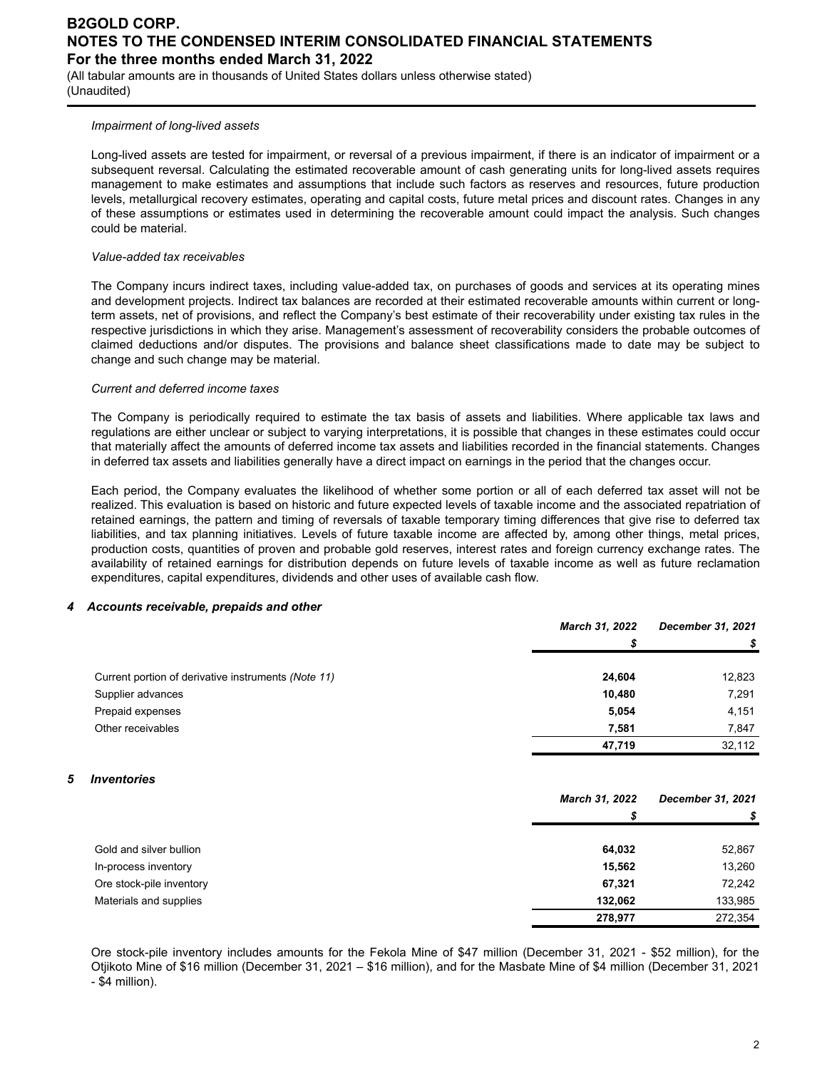*Impairment of long-lived assets*

Long-lived assets are tested for impairment, or reversal of a previous impairment, if there is an indicator of impairment or a subsequent reversal. Calculating the estimated recoverable amount of cash generating units for long-lived assets requires management to make estimates and assumptions that include such factors as reserves and resources, future production levels, metallurgical recovery estimates, operating and capital costs, future metal prices and discount rates. Changes in any of these assumptions or estimates used in determining the recoverable amount could impact the analysis. Such changes could be material.

*Value-added tax receivables*

The Company incurs indirect taxes, including value-added tax, on purchases of goods and services at its operating mines and development projects. Indirect tax balances are recorded at their estimated recoverable amounts within current or long-term assets, net of provisions, and reflect the Company's best estimate of their recoverability under existing tax rules in the respective jurisdictions in which they arise. Management's assessment of recoverability considers the probable outcomes of claimed deductions and/or disputes. The provisions and balance sheet classifications made to date may be subject to change and such change may be material.

*Current and deferred income taxes*

The Company is periodically required to estimate the tax basis of assets and liabilities. Where applicable tax laws and regulations are either unclear or subject to varying interpretations, it is possible that changes in these estimates could occur that materially affect the amounts of deferred income tax assets and liabilities recorded in the financial statements. Changes in deferred tax assets and liabilities generally have a direct impact on earnings in the period that the changes occur.

Each period, the Company evaluates the likelihood of whether some portion or all of each deferred tax asset will not be realized. This evaluation is based on historic and future expected levels of taxable income and the associated repatriation of retained earnings, the pattern and timing of reversals of taxable temporary timing differences that give rise to deferred tax liabilities, and tax planning initiatives. Levels of future taxable income are affected by, among other things, metal prices, production costs, quantities of proven and probable gold reserves, interest rates and foreign currency exchange rates. The availability of retained earnings for distribution depends on future levels of taxable income as well as future reclamation expenditures, capital expenditures, dividends and other uses of available cash flow.

## 4 Accounts receivable, prepaids and other

| | March 31, 2022 | December 31, 2021 |
|---|---|---|
| | $ | $ |
| Current portion of derivative instruments *(Note 11)* | **24,604** | 12,823 |
| Supplier advances | **10,480** | 7,291 |
| Prepaid expenses | **5,054** | 4,151 |
| Other receivables | **7,581** | 7,847 |
| | **47,719** | 32,112 |

## 5 Inventories

| | March 31, 2022 | December 31, 2021 |
|---|---|---|
| | $ | $ |
| Gold and silver bullion | **64,032** | 52,867 |
| In-process inventory | **15,562** | 13,260 |
| Ore stock-pile inventory | **67,321** | 72,242 |
| Materials and supplies | **132,062** | 133,985 |
| | **278,977** | 272,354 |

Ore stock-pile inventory includes amounts for the Fekola Mine of $47 million (December 31, 2021 - $52 million), for the Otjikoto Mine of $16 million (December 31, 2021 – $16 million), and for the Masbate Mine of $4 million (December 31, 2021 - $4 million).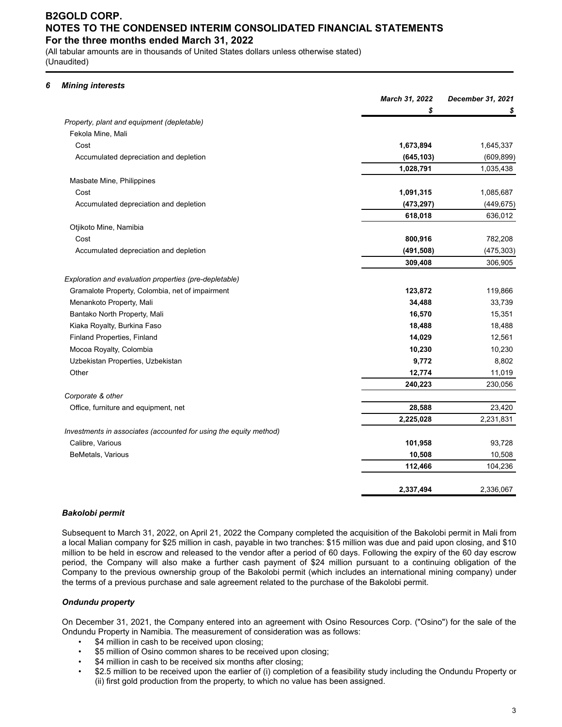### 6 Mining interests

| | March 31, 2022 | December 31, 2021 |
|---|---|---|
| | $ | $ |
| *Property, plant and equipment (depletable)* | | |
| Fekola Mine, Mali | | |
| Cost | **1,673,894** | 1,645,337 |
| Accumulated depreciation and depletion | **(645,103)** | (609,899) |
| | **1,028,791** | 1,035,438 |
| Masbate Mine, Philippines | | |
| Cost | **1,091,315** | 1,085,687 |
| Accumulated depreciation and depletion | **(473,297)** | (449,675) |
| | **618,018** | 636,012 |
| Otjikoto Mine, Namibia | | |
| Cost | **800,916** | 782,208 |
| Accumulated depreciation and depletion | **(491,508)** | (475,303) |
| | **309,408** | 306,905 |
| *Exploration and evaluation properties (pre-depletable)* | | |
| Gramalote Property, Colombia, net of impairment | **123,872** | 119,866 |
| Menankoto Property, Mali | **34,488** | 33,739 |
| Bantako North Property, Mali | **16,570** | 15,351 |
| Kiaka Royalty, Burkina Faso | **18,488** | 18,488 |
| Finland Properties, Finland | **14,029** | 12,561 |
| Mocoa Royalty, Colombia | **10,230** | 10,230 |
| Uzbekistan Properties, Uzbekistan | **9,772** | 8,802 |
| Other | **12,774** | 11,019 |
| | **240,223** | 230,056 |
| *Corporate & other* | | |
| Office, furniture and equipment, net | **28,588** | 23,420 |
| | **2,225,028** | 2,231,831 |
| *Investments in associates (accounted for using the equity method)* | | |
| Calibre, Various | **101,958** | 93,728 |
| BeMetals, Various | **10,508** | 10,508 |
| | **112,466** | 104,236 |
| | **2,337,494** | 2,336,067 |

***Bakolobi permit***

Subsequent to March 31, 2022, on April 21, 2022 the Company completed the acquisition of the Bakolobi permit in Mali from a local Malian company for $25 million in cash, payable in two tranches: $15 million was due and paid upon closing, and $10 million to be held in escrow and released to the vendor after a period of 60 days. Following the expiry of the 60 day escrow period, the Company will also make a further cash payment of $24 million pursuant to a continuing obligation of the Company to the previous ownership group of the Bakolobi permit (which includes an international mining company) under the terms of a previous purchase and sale agreement related to the purchase of the Bakolobi permit.

***Ondundu property***

On December 31, 2021, the Company entered into an agreement with Osino Resources Corp. ("Osino") for the sale of the Ondundu Property in Namibia. The measurement of consideration was as follows:

- $4 million in cash to be received upon closing;
- $5 million of Osino common shares to be received upon closing;
- $4 million in cash to be received six months after closing;
- $2.5 million to be received upon the earlier of (i) completion of a feasibility study including the Ondundu Property or (ii) first gold production from the property, to which no value has been assigned.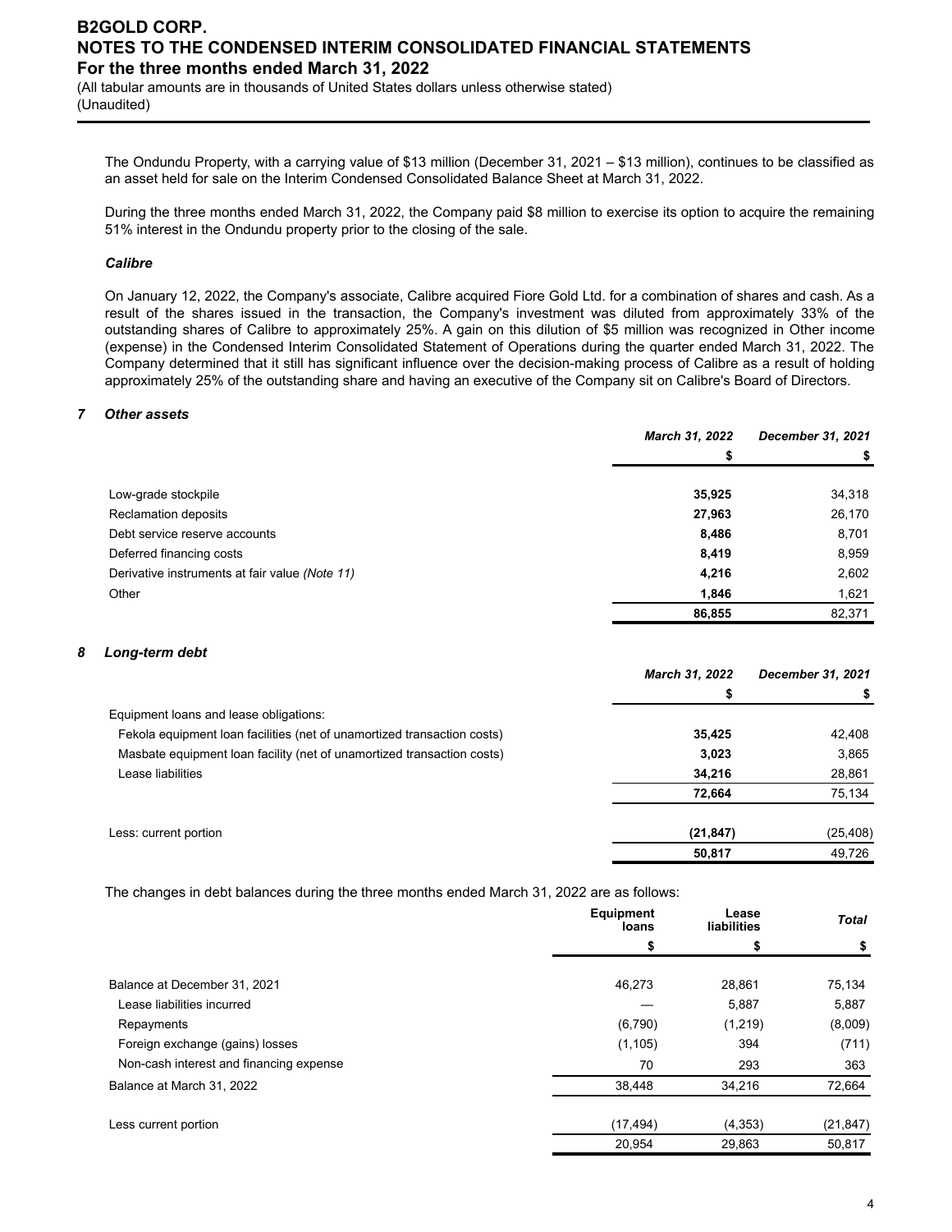The Ondundu Property, with a carrying value of $13 million (December 31, 2021 – $13 million), continues to be classified as an asset held for sale on the Interim Condensed Consolidated Balance Sheet at March 31, 2022.

During the three months ended March 31, 2022, the Company paid $8 million to exercise its option to acquire the remaining 51% interest in the Ondundu property prior to the closing of the sale.

***Calibre***

On January 12, 2022, the Company's associate, Calibre acquired Fiore Gold Ltd. for a combination of shares and cash. As a result of the shares issued in the transaction, the Company's investment was diluted from approximately 33% of the outstanding shares of Calibre to approximately 25%. A gain on this dilution of $5 million was recognized in Other income (expense) in the Condensed Interim Consolidated Statement of Operations during the quarter ended March 31, 2022. The Company determined that it still has significant influence over the decision-making process of Calibre as a result of holding approximately 25% of the outstanding share and having an executive of the Company sit on Calibre's Board of Directors.

## *7 Other assets*

| | *March 31, 2022* | *December 31, 2021* |
|---|---|---|
| | **$** | **$** |
| Low-grade stockpile | **35,925** | 34,318 |
| Reclamation deposits | **27,963** | 26,170 |
| Debt service reserve accounts | **8,486** | 8,701 |
| Deferred financing costs | **8,419** | 8,959 |
| Derivative instruments at fair value *(Note 11)* | **4,216** | 2,602 |
| Other | **1,846** | 1,621 |
| | **86,855** | 82,371 |

## *8 Long-term debt*

| | *March 31, 2022* | *December 31, 2021* |
|---|---|---|
| | **$** | **$** |
| Equipment loans and lease obligations: | | |
| Fekola equipment loan facilities (net of unamortized transaction costs) | **35,425** | 42,408 |
| Masbate equipment loan facility (net of unamortized transaction costs) | **3,023** | 3,865 |
| Lease liabilities | **34,216** | 28,861 |
| | **72,664** | 75,134 |
| Less: current portion | **(21,847)** | (25,408) |
| | **50,817** | 49,726 |

The changes in debt balances during the three months ended March 31, 2022 are as follows:

| | **Equipment loans** | **Lease liabilities** | ***Total*** |
|---|---|---|---|
| | **$** | **$** | **$** |
| Balance at December 31, 2021 | 46,273 | 28,861 | 75,134 |
| Lease liabilities incurred | — | 5,887 | 5,887 |
| Repayments | (6,790) | (1,219) | (8,009) |
| Foreign exchange (gains) losses | (1,105) | 394 | (711) |
| Non-cash interest and financing expense | 70 | 293 | 363 |
| Balance at March 31, 2022 | 38,448 | 34,216 | 72,664 |
| Less current portion | (17,494) | (4,353) | (21,847) |
| | 20,954 | 29,863 | 50,817 |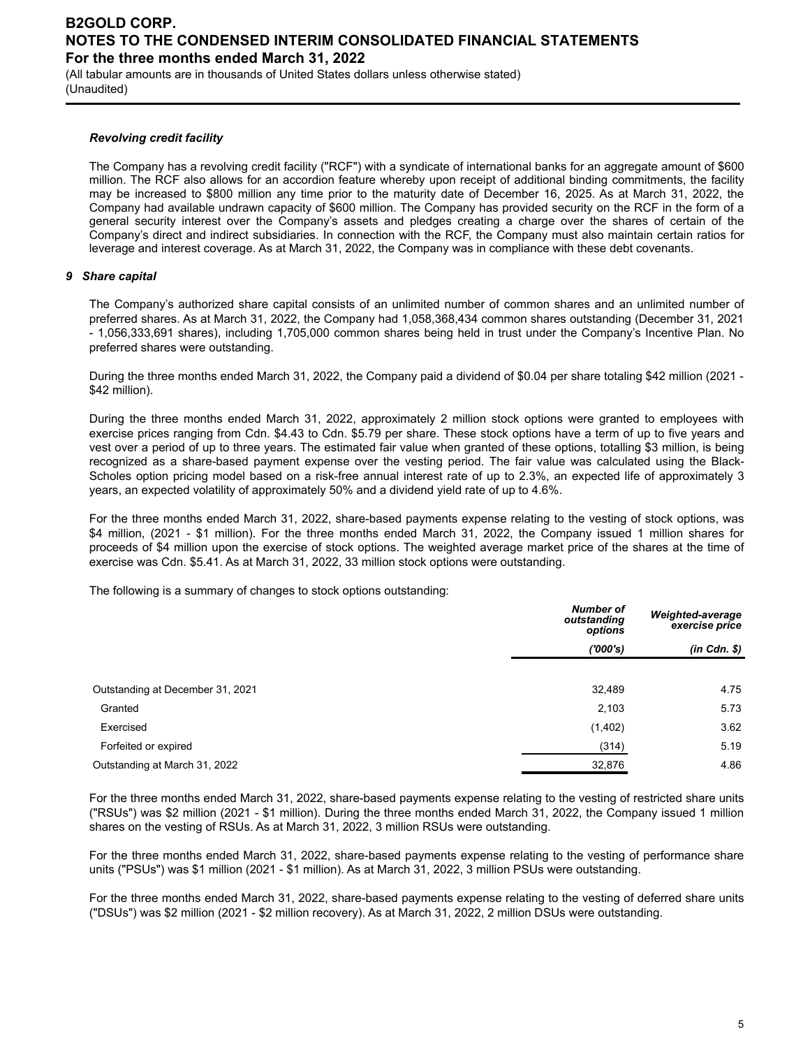### *Revolving credit facility*

The Company has a revolving credit facility ("RCF") with a syndicate of international banks for an aggregate amount of $600 million. The RCF also allows for an accordion feature whereby upon receipt of additional binding commitments, the facility may be increased to $800 million any time prior to the maturity date of December 16, 2025. As at March 31, 2022, the Company had available undrawn capacity of $600 million. The Company has provided security on the RCF in the form of a general security interest over the Company's assets and pledges creating a charge over the shares of certain of the Company's direct and indirect subsidiaries. In connection with the RCF, the Company must also maintain certain ratios for leverage and interest coverage. As at March 31, 2022, the Company was in compliance with these debt covenants.

## *9 Share capital*

The Company's authorized share capital consists of an unlimited number of common shares and an unlimited number of preferred shares. As at March 31, 2022, the Company had 1,058,368,434 common shares outstanding (December 31, 2021 - 1,056,333,691 shares), including 1,705,000 common shares being held in trust under the Company's Incentive Plan. No preferred shares were outstanding.

During the three months ended March 31, 2022, the Company paid a dividend of $0.04 per share totaling $42 million (2021 - $42 million).

During the three months ended March 31, 2022, approximately 2 million stock options were granted to employees with exercise prices ranging from Cdn. $4.43 to Cdn. $5.79 per share. These stock options have a term of up to five years and vest over a period of up to three years. The estimated fair value when granted of these options, totalling $3 million, is being recognized as a share-based payment expense over the vesting period. The fair value was calculated using the Black-Scholes option pricing model based on a risk-free annual interest rate of up to 2.3%, an expected life of approximately 3 years, an expected volatility of approximately 50% and a dividend yield rate of up to 4.6%.

For the three months ended March 31, 2022, share-based payments expense relating to the vesting of stock options, was $4 million, (2021 - $1 million). For the three months ended March 31, 2022, the Company issued 1 million shares for proceeds of $4 million upon the exercise of stock options. The weighted average market price of the shares at the time of exercise was Cdn. $5.41. As at March 31, 2022, 33 million stock options were outstanding.

The following is a summary of changes to stock options outstanding:

| | *Number of outstanding options* | *Weighted-average exercise price* |
|---|---|---|
| | *('000's)* | *(in Cdn. $)* |
| Outstanding at December 31, 2021 | 32,489 | 4.75 |
| Granted | 2,103 | 5.73 |
| Exercised | (1,402) | 3.62 |
| Forfeited or expired | (314) | 5.19 |
| Outstanding at March 31, 2022 | 32,876 | 4.86 |

For the three months ended March 31, 2022, share-based payments expense relating to the vesting of restricted share units ("RSUs") was $2 million (2021 - $1 million). During the three months ended March 31, 2022, the Company issued 1 million shares on the vesting of RSUs. As at March 31, 2022, 3 million RSUs were outstanding.

For the three months ended March 31, 2022, share-based payments expense relating to the vesting of performance share units ("PSUs") was $1 million (2021 - $1 million). As at March 31, 2022, 3 million PSUs were outstanding.

For the three months ended March 31, 2022, share-based payments expense relating to the vesting of deferred share units ("DSUs") was $2 million (2021 - $2 million recovery). As at March 31, 2022, 2 million DSUs were outstanding.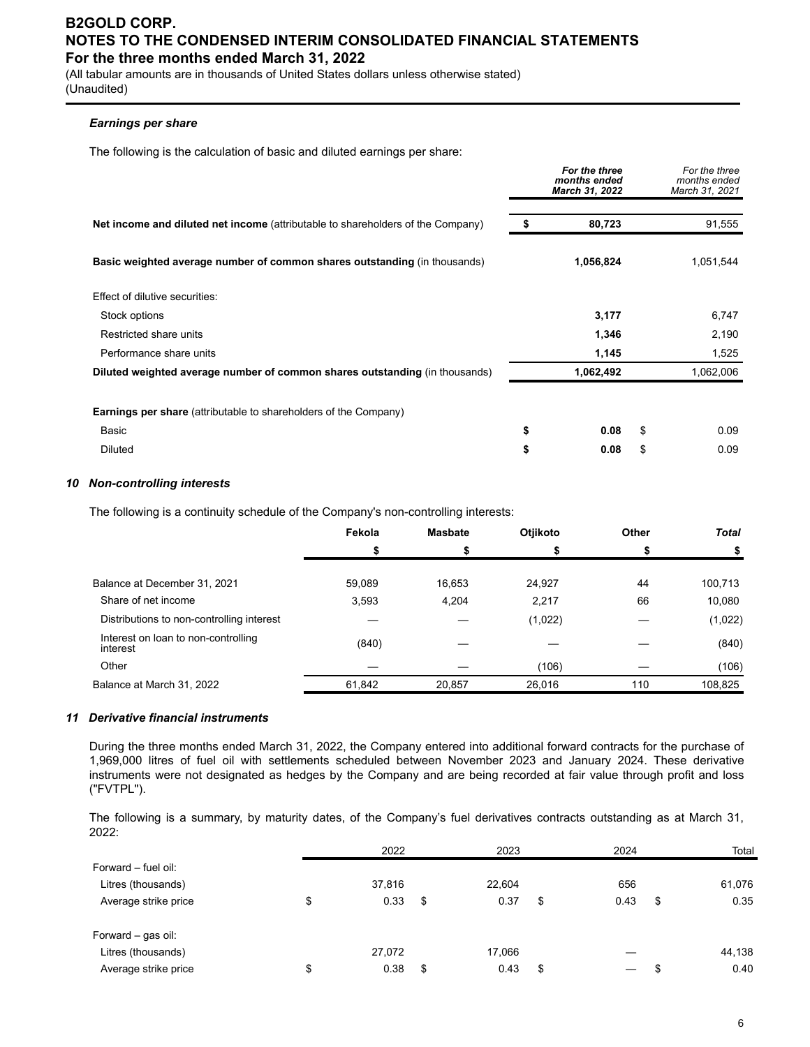### *Earnings per share*

The following is the calculation of basic and diluted earnings per share:

| | ***For the three months ended March 31, 2022*** | *For the three months ended March 31, 2021* |
|---|---|---|
| **Net income and diluted net income** (attributable to shareholders of the Company) | **$ 80,723** | 91,555 |
| **Basic weighted average number of common shares outstanding** (in thousands) | **1,056,824** | 1,051,544 |
| Effect of dilutive securities: | | |
| Stock options | **3,177** | 6,747 |
| Restricted share units | **1,346** | 2,190 |
| Performance share units | **1,145** | 1,525 |
| **Diluted weighted average number of common shares outstanding** (in thousands) | **1,062,492** | 1,062,006 |
| **Earnings per share** (attributable to shareholders of the Company) | | |
| Basic | **$ 0.08** | $ 0.09 |
| Diluted | **$ 0.08** | $ 0.09 |

## *10 Non-controlling interests*

The following is a continuity schedule of the Company's non-controlling interests:

| | **Fekola** | **Masbate** | **Otjikoto** | **Other** | ***Total*** |
|---|---|---|---|---|---|
| | **$** | **$** | **$** | **$** | **$** |
| Balance at December 31, 2021 | 59,089 | 16,653 | 24,927 | 44 | 100,713 |
| Share of net income | 3,593 | 4,204 | 2,217 | 66 | 10,080 |
| Distributions to non-controlling interest | — | — | (1,022) | — | (1,022) |
| Interest on loan to non-controlling interest | (840) | — | — | — | (840) |
| Other | — | — | (106) | — | (106) |
| Balance at March 31, 2022 | 61,842 | 20,857 | 26,016 | 110 | 108,825 |

## *11 Derivative financial instruments*

During the three months ended March 31, 2022, the Company entered into additional forward contracts for the purchase of 1,969,000 litres of fuel oil with settlements scheduled between November 2023 and January 2024. These derivative instruments were not designated as hedges by the Company and are being recorded at fair value through profit and loss ("FVTPL").

The following is a summary, by maturity dates, of the Company's fuel derivatives contracts outstanding as at March 31, 2022:

| | 2022 | 2023 | 2024 | Total |
|---|---|---|---|---|
| Forward – fuel oil: | | | | |
| Litres (thousands) | 37,816 | 22,604 | 656 | 61,076 |
| Average strike price | $ 0.33 | $ 0.37 | $ 0.43 | $ 0.35 |
| Forward – gas oil: | | | | |
| Litres (thousands) | 27,072 | 17,066 | — | 44,138 |
| Average strike price | $ 0.38 | $ 0.43 | $ — | $ 0.40 |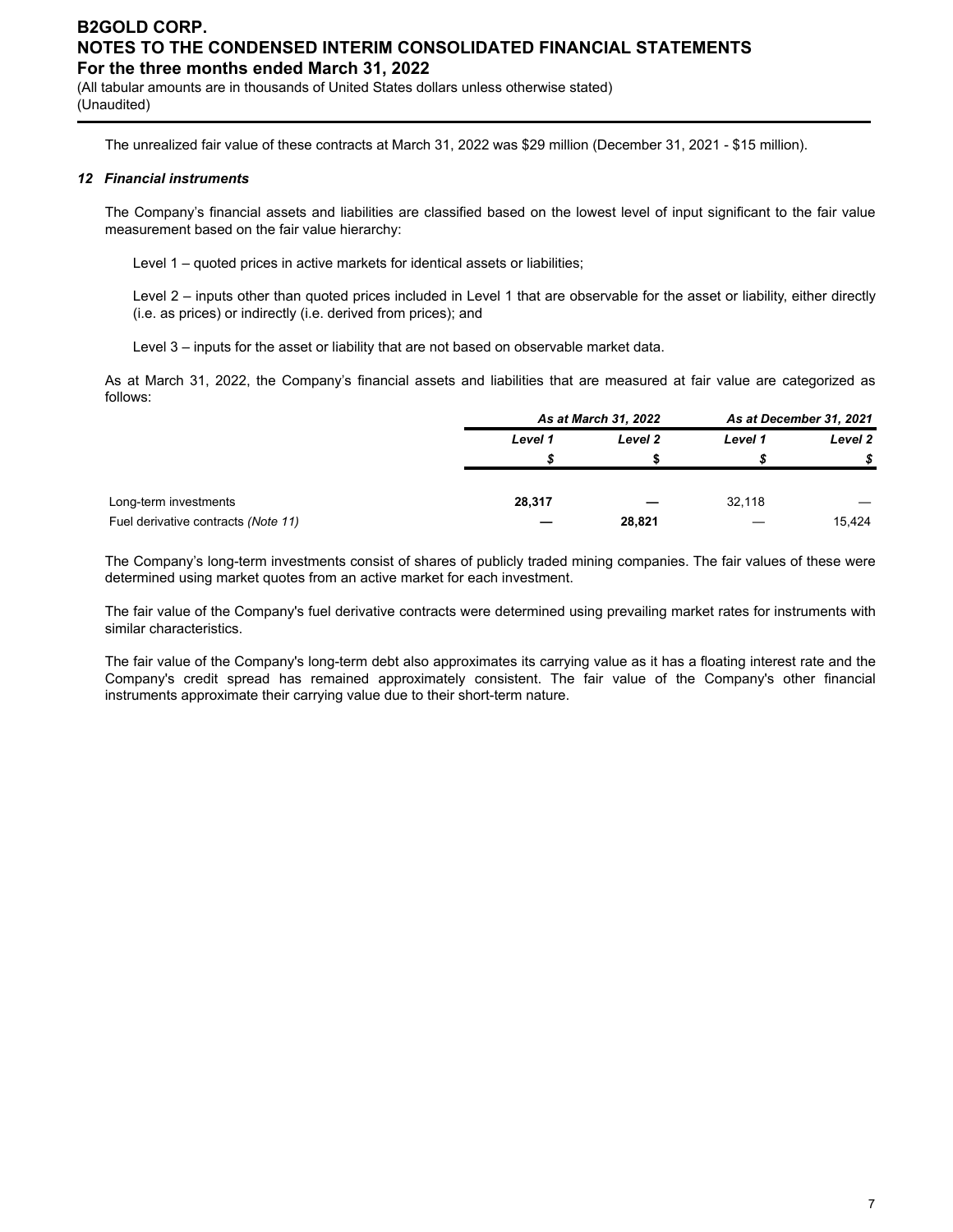The unrealized fair value of these contracts at March 31, 2022 was $29 million (December 31, 2021 - $15 million).

### *12 Financial instruments*

The Company's financial assets and liabilities are classified based on the lowest level of input significant to the fair value measurement based on the fair value hierarchy:

Level 1 – quoted prices in active markets for identical assets or liabilities;

Level 2 – inputs other than quoted prices included in Level 1 that are observable for the asset or liability, either directly (i.e. as prices) or indirectly (i.e. derived from prices); and

Level 3 – inputs for the asset or liability that are not based on observable market data.

As at March 31, 2022, the Company's financial assets and liabilities that are measured at fair value are categorized as follows:

| | *As at March 31, 2022* | | *As at December 31, 2021* | |
|---|---|---|---|---|
| | *Level 1* | *Level 2* | *Level 1* | *Level 2* |
| | *$* | *$* | *$* | *$* |
| Long-term investments | **28,317** | **—** | 32,118 | — |
| Fuel derivative contracts *(Note 11)* | **—** | **28,821** | — | 15,424 |

The Company's long-term investments consist of shares of publicly traded mining companies. The fair values of these were determined using market quotes from an active market for each investment.

The fair value of the Company's fuel derivative contracts were determined using prevailing market rates for instruments with similar characteristics.

The fair value of the Company's long-term debt also approximates its carrying value as it has a floating interest rate and the Company's credit spread has remained approximately consistent. The fair value of the Company's other financial instruments approximate their carrying value due to their short-term nature.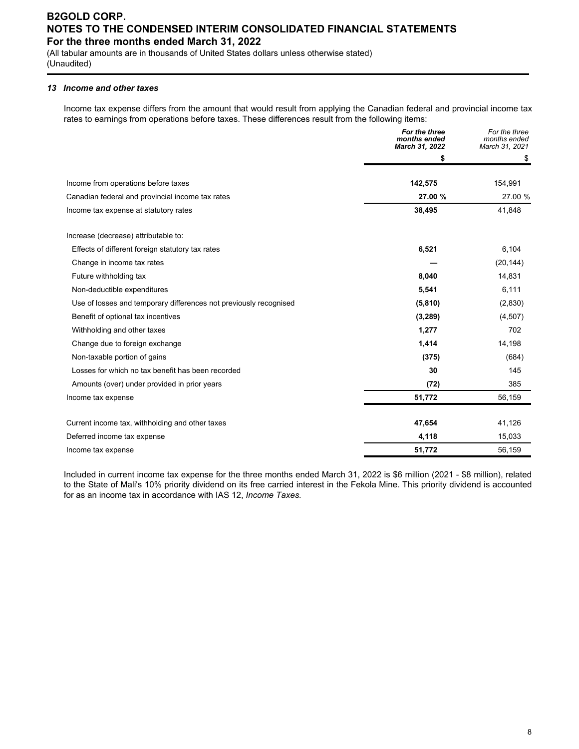## 13 Income and other taxes

Income tax expense differs from the amount that would result from applying the Canadian federal and provincial income tax rates to earnings from operations before taxes. These differences result from the following items:

| | ***For the three months ended March 31, 2022*** | *For the three months ended March 31, 2021* |
|---|---|---|
| | **$** | $ |
| Income from operations before taxes | **142,575** | 154,991 |
| Canadian federal and provincial income tax rates | **27.00 %** | 27.00 % |
| Income tax expense at statutory rates | **38,495** | 41,848 |
| | | |
| Increase (decrease) attributable to: | | |
| Effects of different foreign statutory tax rates | **6,521** | 6,104 |
| Change in income tax rates | **—** | (20,144) |
| Future withholding tax | **8,040** | 14,831 |
| Non-deductible expenditures | **5,541** | 6,111 |
| Use of losses and temporary differences not previously recognised | **(5,810)** | (2,830) |
| Benefit of optional tax incentives | **(3,289)** | (4,507) |
| Withholding and other taxes | **1,277** | 702 |
| Change due to foreign exchange | **1,414** | 14,198 |
| Non-taxable portion of gains | **(375)** | (684) |
| Losses for which no tax benefit has been recorded | **30** | 145 |
| Amounts (over) under provided in prior years | **(72)** | 385 |
| Income tax expense | **51,772** | 56,159 |
| | | |
| Current income tax, withholding and other taxes | **47,654** | 41,126 |
| Deferred income tax expense | **4,118** | 15,033 |
| Income tax expense | **51,772** | 56,159 |

Included in current income tax expense for the three months ended March 31, 2022 is $6 million (2021 - $8 million), related to the State of Mali's 10% priority dividend on its free carried interest in the Fekola Mine. This priority dividend is accounted for as an income tax in accordance with IAS 12, *Income Taxes.*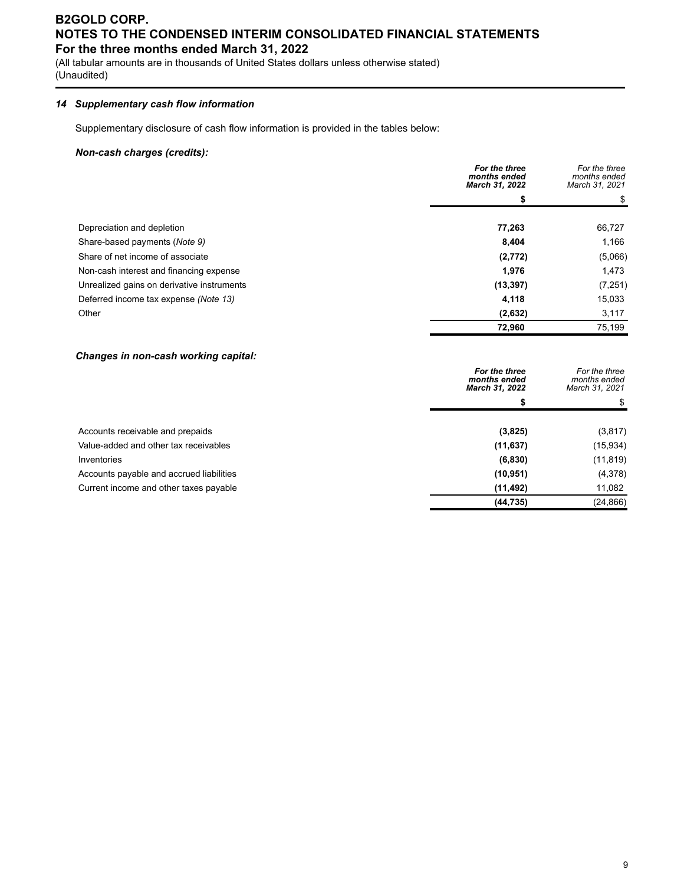# B2GOLD CORP.
# NOTES TO THE CONDENSED INTERIM CONSOLIDATED FINANCIAL STATEMENTS
## For the three months ended March 31, 2022

(All tabular amounts are in thousands of United States dollars unless otherwise stated)
(Unaudited)

### *14 Supplementary cash flow information*

Supplementary disclosure of cash flow information is provided in the tables below:

***Non-cash charges (credits):***

| | ***For the three months ended March 31, 2022*** | *For the three months ended March 31, 2021* |
|---|---|---|
| | **$** | $ |
| Depreciation and depletion | **77,263** | 66,727 |
| Share-based payments (*Note 9)* | **8,404** | 1,166 |
| Share of net income of associate | **(2,772)** | (5,066) |
| Non-cash interest and financing expense | **1,976** | 1,473 |
| Unrealized gains on derivative instruments | **(13,397)** | (7,251) |
| Deferred income tax expense *(Note 13)* | **4,118** | 15,033 |
| Other | **(2,632)** | 3,117 |
| | **72,960** | 75,199 |

***Changes in non-cash working capital:***

| | ***For the three months ended March 31, 2022*** | *For the three months ended March 31, 2021* |
|---|---|---|
| | **$** | $ |
| Accounts receivable and prepaids | **(3,825)** | (3,817) |
| Value-added and other tax receivables | **(11,637)** | (15,934) |
| Inventories | **(6,830)** | (11,819) |
| Accounts payable and accrued liabilities | **(10,951)** | (4,378) |
| Current income and other taxes payable | **(11,492)** | 11,082 |
| | **(44,735)** | (24,866) |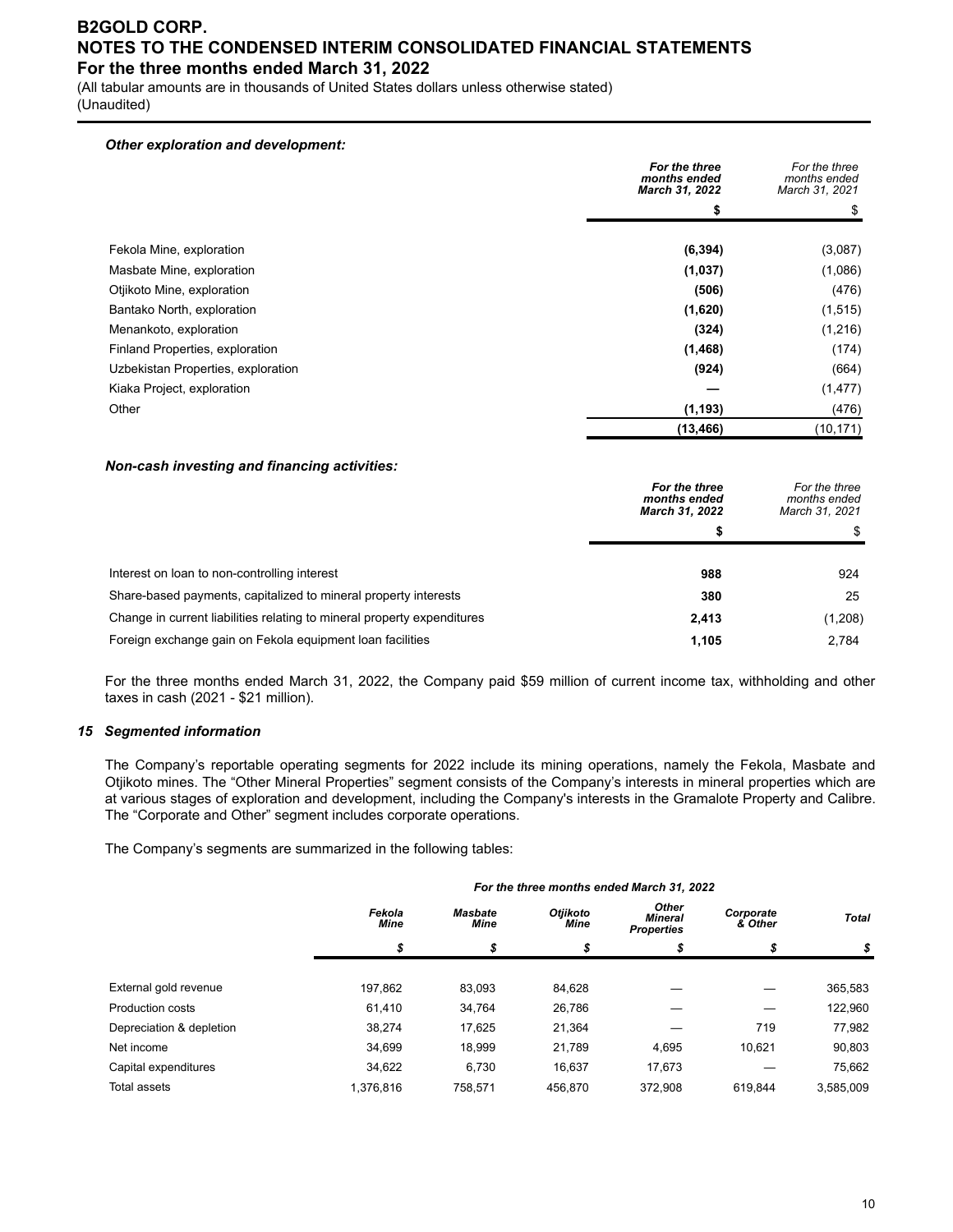***Other exploration and development:***

| | **For the three months ended March 31, 2022** | For the three months ended March 31, 2021 |
|---|---|---|
| | **$** | $ |
| Fekola Mine, exploration | **(6,394)** | (3,087) |
| Masbate Mine, exploration | **(1,037)** | (1,086) |
| Otjikoto Mine, exploration | **(506)** | (476) |
| Bantako North, exploration | **(1,620)** | (1,515) |
| Menankoto, exploration | **(324)** | (1,216) |
| Finland Properties, exploration | **(1,468)** | (174) |
| Uzbekistan Properties, exploration | **(924)** | (664) |
| Kiaka Project, exploration | **—** | (1,477) |
| Other | **(1,193)** | (476) |
| | **(13,466)** | (10,171) |

***Non-cash investing and financing activities:***

| | **For the three months ended March 31, 2022** | For the three months ended March 31, 2021 |
|---|---|---|
| | **$** | $ |
| Interest on loan to non-controlling interest | **988** | 924 |
| Share-based payments, capitalized to mineral property interests | **380** | 25 |
| Change in current liabilities relating to mineral property expenditures | **2,413** | (1,208) |
| Foreign exchange gain on Fekola equipment loan facilities | **1,105** | 2,784 |

For the three months ended March 31, 2022, the Company paid $59 million of current income tax, withholding and other taxes in cash (2021 - $21 million).

### *15 Segmented information*

The Company's reportable operating segments for 2022 include its mining operations, namely the Fekola, Masbate and Otjikoto mines. The "Other Mineral Properties" segment consists of the Company's interests in mineral properties which are at various stages of exploration and development, including the Company's interests in the Gramalote Property and Calibre. The "Corporate and Other" segment includes corporate operations.

The Company's segments are summarized in the following tables:

| | ***For the three months ended March 31, 2022*** | | | | | |
|---|---|---|---|---|---|---|
| | ***Fekola Mine*** | ***Masbate Mine*** | ***Otjikoto Mine*** | ***Other Mineral Properties*** | ***Corporate & Other*** | ***Total*** |
| | ***$*** | ***$*** | ***$*** | ***$*** | ***$*** | ***$*** |
| External gold revenue | 197,862 | 83,093 | 84,628 | — | — | 365,583 |
| Production costs | 61,410 | 34,764 | 26,786 | — | — | 122,960 |
| Depreciation & depletion | 38,274 | 17,625 | 21,364 | — | 719 | 77,982 |
| Net income | 34,699 | 18,999 | 21,789 | 4,695 | 10,621 | 90,803 |
| Capital expenditures | 34,622 | 6,730 | 16,637 | 17,673 | — | 75,662 |
| Total assets | 1,376,816 | 758,571 | 456,870 | 372,908 | 619,844 | 3,585,009 |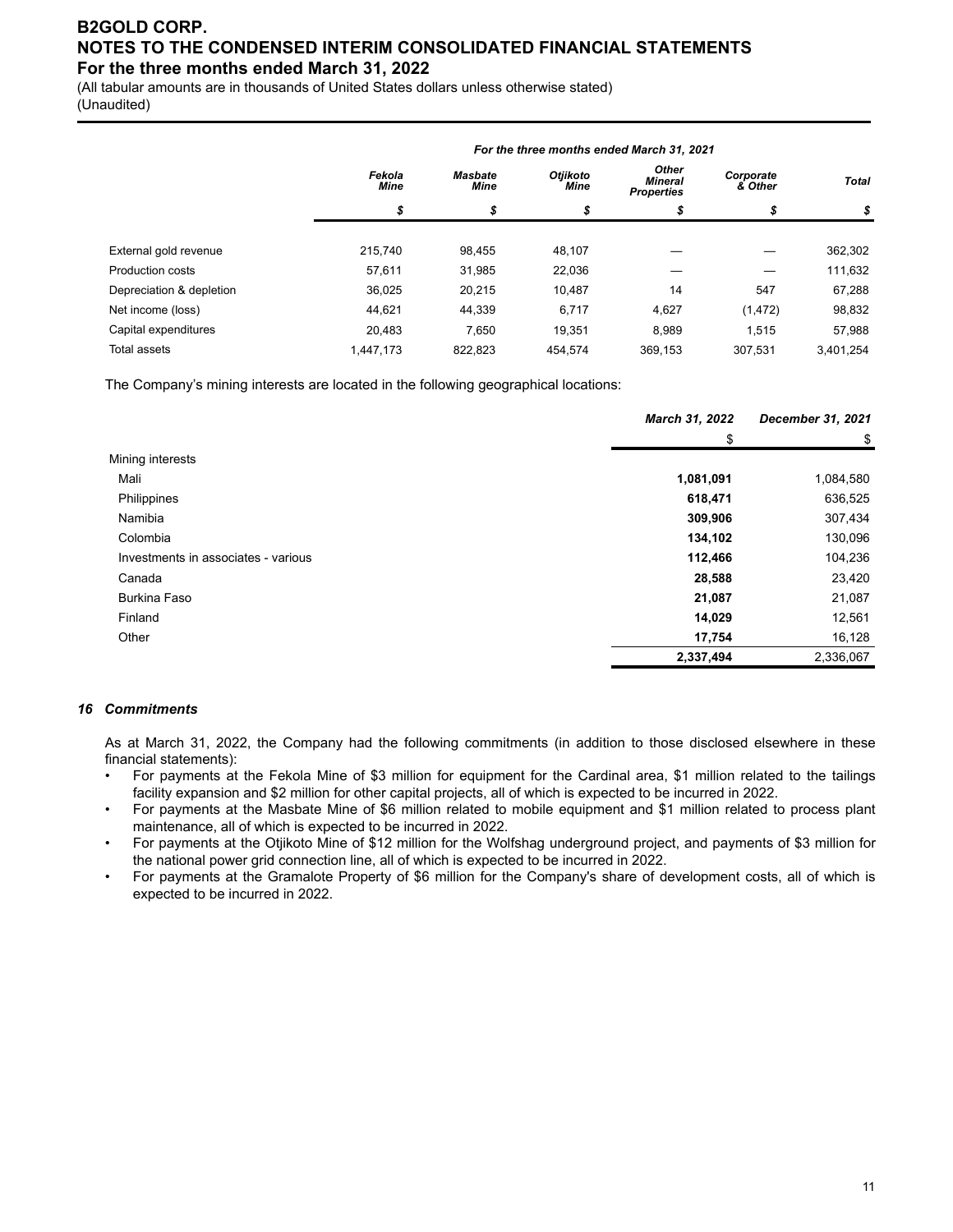| | For the three months ended March 31, 2021 | | | | | |
|---|---|---|---|---|---|---|
| | ***Fekola Mine*** | ***Masbate Mine*** | ***Otjikoto Mine*** | ***Other Mineral Properties*** | ***Corporate & Other*** | ***Total*** |
| | ***$*** | ***$*** | ***$*** | ***$*** | ***$*** | ***$*** |
| External gold revenue | 215,740 | 98,455 | 48,107 | — | — | 362,302 |
| Production costs | 57,611 | 31,985 | 22,036 | — | — | 111,632 |
| Depreciation & depletion | 36,025 | 20,215 | 10,487 | 14 | 547 | 67,288 |
| Net income (loss) | 44,621 | 44,339 | 6,717 | 4,627 | (1,472) | 98,832 |
| Capital expenditures | 20,483 | 7,650 | 19,351 | 8,989 | 1,515 | 57,988 |
| Total assets | 1,447,173 | 822,823 | 454,574 | 369,153 | 307,531 | 3,401,254 |

The Company's mining interests are located in the following geographical locations:

| | ***March 31, 2022*** | ***December 31, 2021*** |
|---|---|---|
| | $ | $ |
| Mining interests | | |
| Mali | **1,081,091** | 1,084,580 |
| Philippines | **618,471** | 636,525 |
| Namibia | **309,906** | 307,434 |
| Colombia | **134,102** | 130,096 |
| Investments in associates - various | **112,466** | 104,236 |
| Canada | **28,588** | 23,420 |
| Burkina Faso | **21,087** | 21,087 |
| Finland | **14,029** | 12,561 |
| Other | **17,754** | 16,128 |
| | **2,337,494** | 2,336,067 |

### *16 Commitments*

As at March 31, 2022, the Company had the following commitments (in addition to those disclosed elsewhere in these financial statements):

- For payments at the Fekola Mine of $3 million for equipment for the Cardinal area, $1 million related to the tailings facility expansion and $2 million for other capital projects, all of which is expected to be incurred in 2022.
- For payments at the Masbate Mine of $6 million related to mobile equipment and $1 million related to process plant maintenance, all of which is expected to be incurred in 2022.
- For payments at the Otjikoto Mine of $12 million for the Wolfshag underground project, and payments of $3 million for the national power grid connection line, all of which is expected to be incurred in 2022.
- For payments at the Gramalote Property of $6 million for the Company's share of development costs, all of which is expected to be incurred in 2022.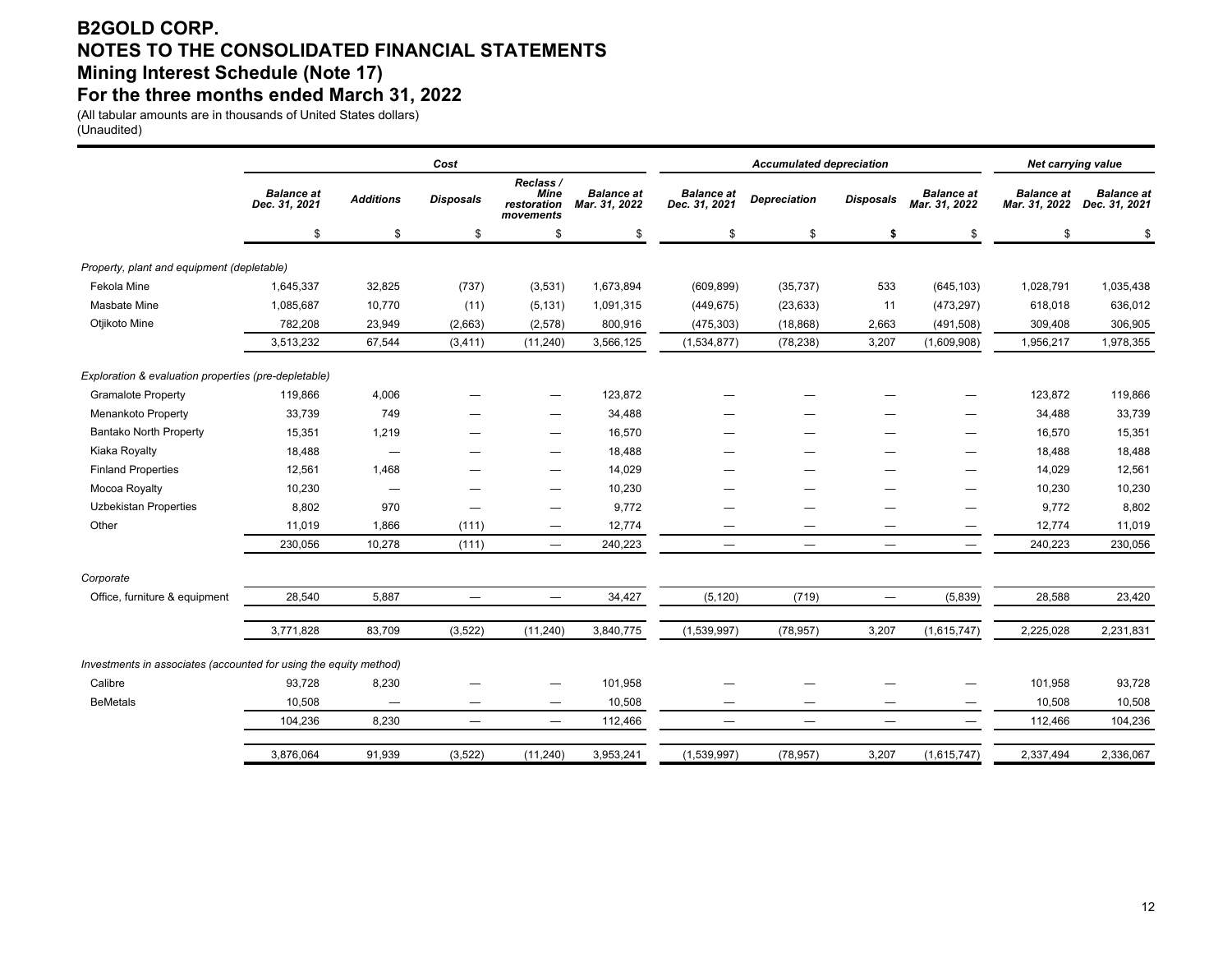# B2GOLD CORP.
# NOTES TO THE CONSOLIDATED FINANCIAL STATEMENTS
## Mining Interest Schedule (Note 17)
## For the three months ended March 31, 2022

(All tabular amounts are in thousands of United States dollars)
(Unaudited)

| | *Cost* | | | | | *Accumulated depreciation* | | | | *Net carrying value* | |
|---|---|---|---|---|---|---|---|---|---|---|---|
| | *Balance at Dec. 31, 2021* | *Additions* | *Disposals* | *Reclass / Mine restoration movements* | *Balance at Mar. 31, 2022* | *Balance at Dec. 31, 2021* | *Depreciation* | *Disposals* | *Balance at Mar. 31, 2022* | *Balance at Mar. 31, 2022* | *Balance at Dec. 31, 2021* |
| | $ | $ | $ | $ | $ | $ | $ | **$** | $ | $ | $ |
| *Property, plant and equipment (depletable)* | | | | | | | | | | | |
| Fekola Mine | 1,645,337 | 32,825 | (737) | (3,531) | 1,673,894 | (609,899) | (35,737) | 533 | (645,103) | 1,028,791 | 1,035,438 |
| Masbate Mine | 1,085,687 | 10,770 | (11) | (5,131) | 1,091,315 | (449,675) | (23,633) | 11 | (473,297) | 618,018 | 636,012 |
| Otjikoto Mine | 782,208 | 23,949 | (2,663) | (2,578) | 800,916 | (475,303) | (18,868) | 2,663 | (491,508) | 309,408 | 306,905 |
| | 3,513,232 | 67,544 | (3,411) | (11,240) | 3,566,125 | (1,534,877) | (78,238) | 3,207 | (1,609,908) | 1,956,217 | 1,978,355 |
| *Exploration & evaluation properties (pre-depletable)* | | | | | | | | | | | |
| Gramalote Property | 119,866 | 4,006 | — | — | 123,872 | — | — | — | — | 123,872 | 119,866 |
| Menankoto Property | 33,739 | 749 | — | — | 34,488 | — | — | — | — | 34,488 | 33,739 |
| Bantako North Property | 15,351 | 1,219 | — | — | 16,570 | — | — | — | — | 16,570 | 15,351 |
| Kiaka Royalty | 18,488 | — | — | — | 18,488 | — | — | — | — | 18,488 | 18,488 |
| Finland Properties | 12,561 | 1,468 | — | — | 14,029 | — | — | — | — | 14,029 | 12,561 |
| Mocoa Royalty | 10,230 | — | — | — | 10,230 | — | — | — | — | 10,230 | 10,230 |
| Uzbekistan Properties | 8,802 | 970 | — | — | 9,772 | — | — | — | — | 9,772 | 8,802 |
| Other | 11,019 | 1,866 | (111) | — | 12,774 | — | — | — | — | 12,774 | 11,019 |
| | 230,056 | 10,278 | (111) | — | 240,223 | — | — | — | — | 240,223 | 230,056 |
| *Corporate* | | | | | | | | | | | |
| Office, furniture & equipment | 28,540 | 5,887 | — | — | 34,427 | (5,120) | (719) | — | (5,839) | 28,588 | 23,420 |
| | 3,771,828 | 83,709 | (3,522) | (11,240) | 3,840,775 | (1,539,997) | (78,957) | 3,207 | (1,615,747) | 2,225,028 | 2,231,831 |
| *Investments in associates (accounted for using the equity method)* | | | | | | | | | | | |
| Calibre | 93,728 | 8,230 | — | — | 101,958 | — | — | — | — | 101,958 | 93,728 |
| BeMetals | 10,508 | — | — | — | 10,508 | — | — | — | — | 10,508 | 10,508 |
| | 104,236 | 8,230 | — | — | 112,466 | — | — | — | — | 112,466 | 104,236 |
| | 3,876,064 | 91,939 | (3,522) | (11,240) | 3,953,241 | (1,539,997) | (78,957) | 3,207 | (1,615,747) | 2,337,494 | 2,336,067 |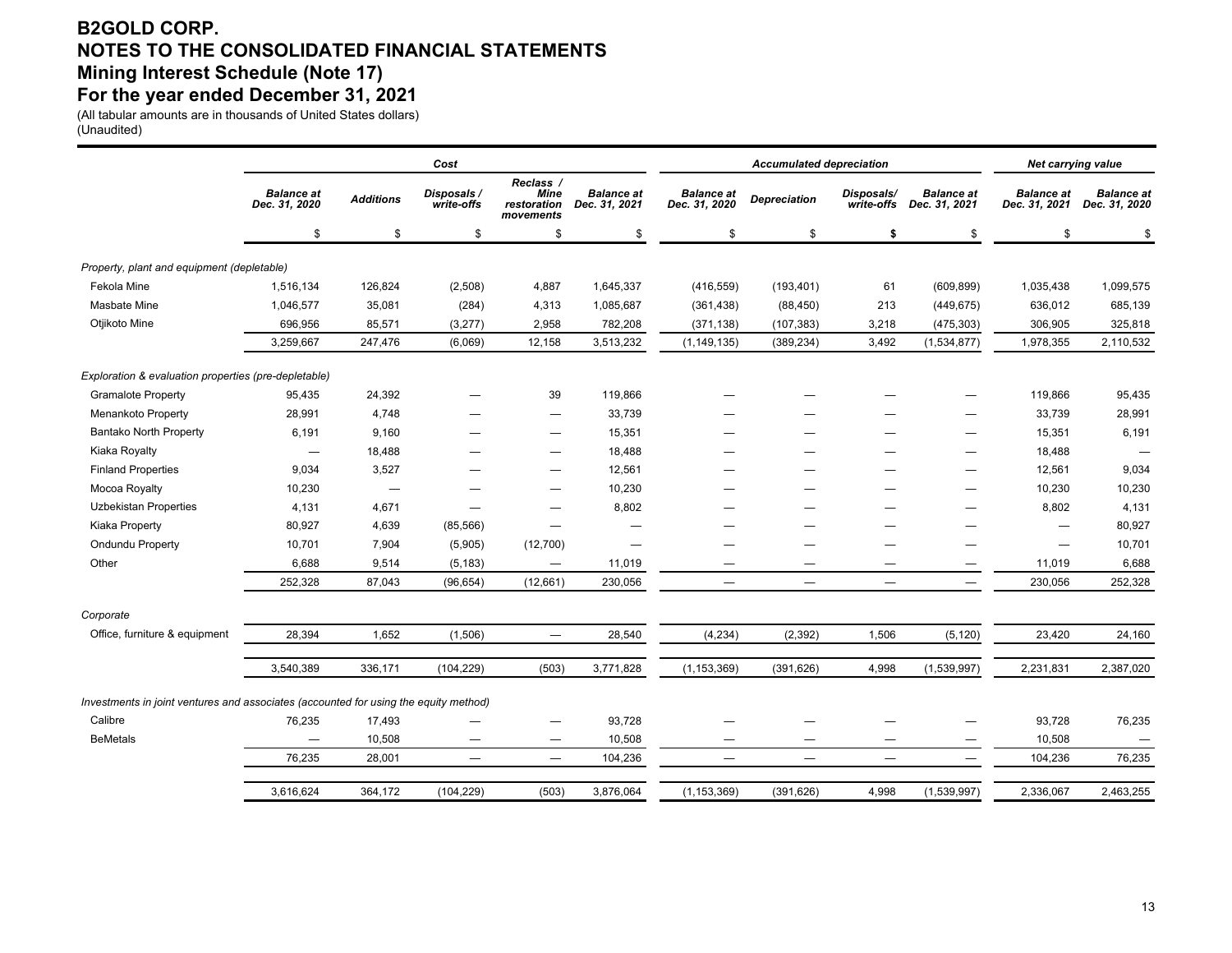# B2GOLD CORP.
# NOTES TO THE CONSOLIDATED FINANCIAL STATEMENTS
# Mining Interest Schedule (Note 17)
# For the year ended December 31, 2021

(All tabular amounts are in thousands of United States dollars)
(Unaudited)

| | *Cost* | | | | | *Accumulated depreciation* | | | | *Net carrying value* | |
|---|---|---|---|---|---|---|---|---|---|---|---|
| | *Balance at Dec. 31, 2020* | *Additions* | *Disposals / write-offs* | *Reclass / Mine restoration movements* | *Balance at Dec. 31, 2021* | *Balance at Dec. 31, 2020* | *Depreciation* | *Disposals/ write-offs* | *Balance at Dec. 31, 2021* | *Balance at Dec. 31, 2021* | *Balance at Dec. 31, 2020* |
| | $ | $ | $ | $ | $ | $ | $ | **$** | $ | $ | $ |
| *Property, plant and equipment (depletable)* | | | | | | | | | | | |
| Fekola Mine | 1,516,134 | 126,824 | (2,508) | 4,887 | 1,645,337 | (416,559) | (193,401) | 61 | (609,899) | 1,035,438 | 1,099,575 |
| Masbate Mine | 1,046,577 | 35,081 | (284) | 4,313 | 1,085,687 | (361,438) | (88,450) | 213 | (449,675) | 636,012 | 685,139 |
| Otjikoto Mine | 696,956 | 85,571 | (3,277) | 2,958 | 782,208 | (371,138) | (107,383) | 3,218 | (475,303) | 306,905 | 325,818 |
| | 3,259,667 | 247,476 | (6,069) | 12,158 | 3,513,232 | (1,149,135) | (389,234) | 3,492 | (1,534,877) | 1,978,355 | 2,110,532 |
| *Exploration & evaluation properties (pre-depletable)* | | | | | | | | | | | |
| Gramalote Property | 95,435 | 24,392 | — | 39 | 119,866 | — | — | — | — | 119,866 | 95,435 |
| Menankoto Property | 28,991 | 4,748 | — | — | 33,739 | — | — | — | — | 33,739 | 28,991 |
| Bantako North Property | 6,191 | 9,160 | — | — | 15,351 | — | — | — | — | 15,351 | 6,191 |
| Kiaka Royalty | — | 18,488 | — | — | 18,488 | — | — | — | — | 18,488 | — |
| Finland Properties | 9,034 | 3,527 | — | — | 12,561 | — | — | — | — | 12,561 | 9,034 |
| Mocoa Royalty | 10,230 | — | — | — | 10,230 | — | — | — | — | 10,230 | 10,230 |
| Uzbekistan Properties | 4,131 | 4,671 | — | — | 8,802 | — | — | — | — | 8,802 | 4,131 |
| Kiaka Property | 80,927 | 4,639 | (85,566) | — | — | — | — | — | — | — | 80,927 |
| Ondundu Property | 10,701 | 7,904 | (5,905) | (12,700) | — | — | — | — | — | — | 10,701 |
| Other | 6,688 | 9,514 | (5,183) | — | 11,019 | — | — | — | — | 11,019 | 6,688 |
| | 252,328 | 87,043 | (96,654) | (12,661) | 230,056 | — | — | — | — | 230,056 | 252,328 |
| *Corporate* | | | | | | | | | | | |
| Office, furniture & equipment | 28,394 | 1,652 | (1,506) | — | 28,540 | (4,234) | (2,392) | 1,506 | (5,120) | 23,420 | 24,160 |
| | 3,540,389 | 336,171 | (104,229) | (503) | 3,771,828 | (1,153,369) | (391,626) | 4,998 | (1,539,997) | 2,231,831 | 2,387,020 |
| *Investments in joint ventures and associates (accounted for using the equity method)* | | | | | | | | | | | |
| Calibre | 76,235 | 17,493 | — | — | 93,728 | — | — | — | — | 93,728 | 76,235 |
| BeMetals | — | 10,508 | — | — | 10,508 | — | — | — | — | 10,508 | — |
| | 76,235 | 28,001 | — | — | 104,236 | — | — | — | — | 104,236 | 76,235 |
| | 3,616,624 | 364,172 | (104,229) | (503) | 3,876,064 | (1,153,369) | (391,626) | 4,998 | (1,539,997) | 2,336,067 | 2,463,255 |